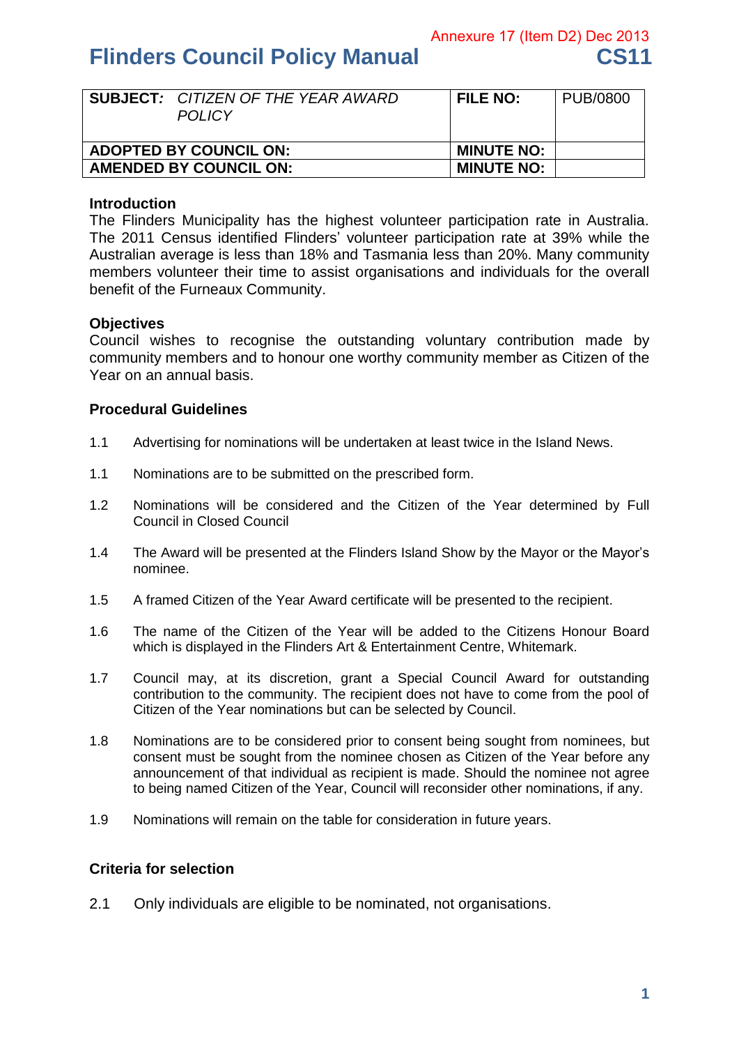Annexure 17 (Item D2) Dec 2013

# Flinders Council Policy Manual CS11

| **SUBJECT:** *CITIZEN OF THE YEAR AWARD POLICY* | **FILE NO:** | PUB/0800 |
|---|---|---|
| **ADOPTED BY COUNCIL ON:** | **MINUTE NO:** | |
| **AMENDED BY COUNCIL ON:** | **MINUTE NO:** | |

## Introduction

The Flinders Municipality has the highest volunteer participation rate in Australia. The 2011 Census identified Flinders' volunteer participation rate at 39% while the Australian average is less than 18% and Tasmania less than 20%. Many community members volunteer their time to assist organisations and individuals for the overall benefit of the Furneaux Community.

## Objectives

Council wishes to recognise the outstanding voluntary contribution made by community members and to honour one worthy community member as Citizen of the Year on an annual basis.

## Procedural Guidelines

1.1 Advertising for nominations will be undertaken at least twice in the Island News.

1.1 Nominations are to be submitted on the prescribed form.

1.2 Nominations will be considered and the Citizen of the Year determined by Full Council in Closed Council

1.4 The Award will be presented at the Flinders Island Show by the Mayor or the Mayor's nominee.

1.5 A framed Citizen of the Year Award certificate will be presented to the recipient.

1.6 The name of the Citizen of the Year will be added to the Citizens Honour Board which is displayed in the Flinders Art & Entertainment Centre, Whitemark.

1.7 Council may, at its discretion, grant a Special Council Award for outstanding contribution to the community. The recipient does not have to come from the pool of Citizen of the Year nominations but can be selected by Council.

1.8 Nominations are to be considered prior to consent being sought from nominees, but consent must be sought from the nominee chosen as Citizen of the Year before any announcement of that individual as recipient is made. Should the nominee not agree to being named Citizen of the Year, Council will reconsider other nominations, if any.

1.9 Nominations will remain on the table for consideration in future years.

## Criteria for selection

2.1 Only individuals are eligible to be nominated, not organisations.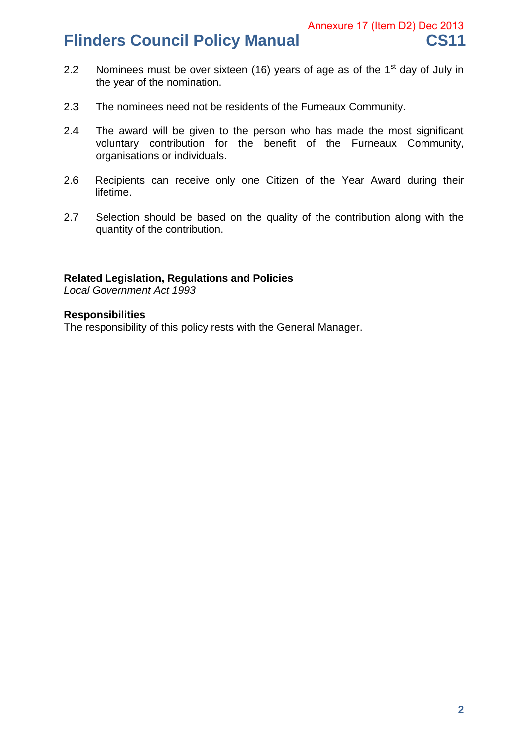2.2 Nominees must be over sixteen (16) years of age as of the 1st day of July in the year of the nomination.

2.3 The nominees need not be residents of the Furneaux Community.

2.4 The award will be given to the person who has made the most significant voluntary contribution for the benefit of the Furneaux Community, organisations or individuals.

2.6 Recipients can receive only one Citizen of the Year Award during their lifetime.

2.7 Selection should be based on the quality of the contribution along with the quantity of the contribution.

**Related Legislation, Regulations and Policies**
*Local Government Act 1993*

**Responsibilities**
The responsibility of this policy rests with the General Manager.